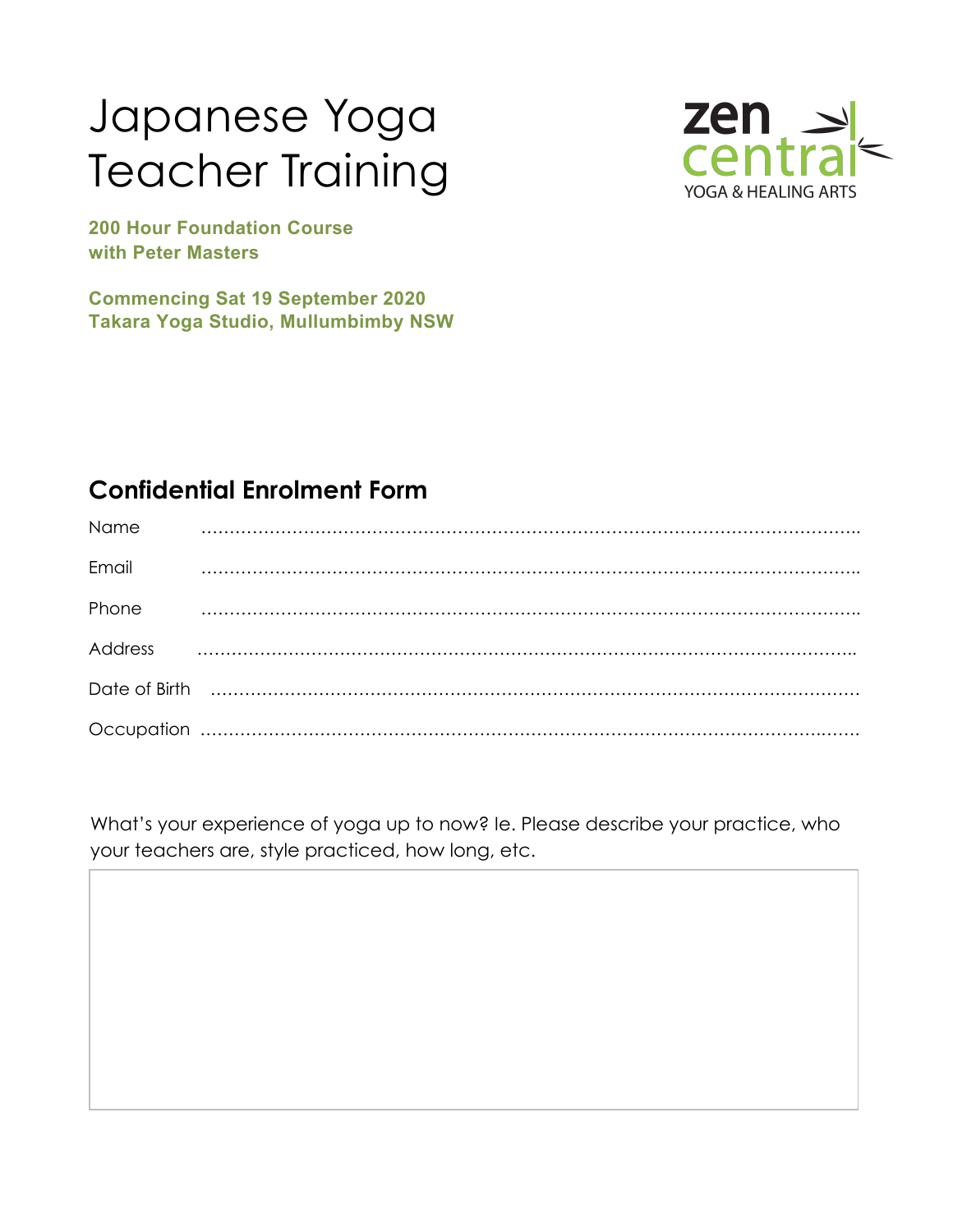# Japanese Yoga Teacher Training

zen central
YOGA & HEALING ARTS

**200 Hour Foundation Course**
**with Peter Masters**

**Commencing Sat 19 September 2020**
**Takara Yoga Studio, Mullumbimby NSW**

## Confidential Enrolment Form

Name ……………………………………………………………………………………………………..

Email ……………………………………………………………………………………………………..

Phone ……………………………………………………………………………………………………..

Address ……………………………………………………………………………………………………..

Date of Birth ……………………………………………………………………………………………

Occupation ……………………………………………………………………………………………

What's your experience of yoga up to now? Ie. Please describe your practice, who your teachers are, style practiced, how long, etc.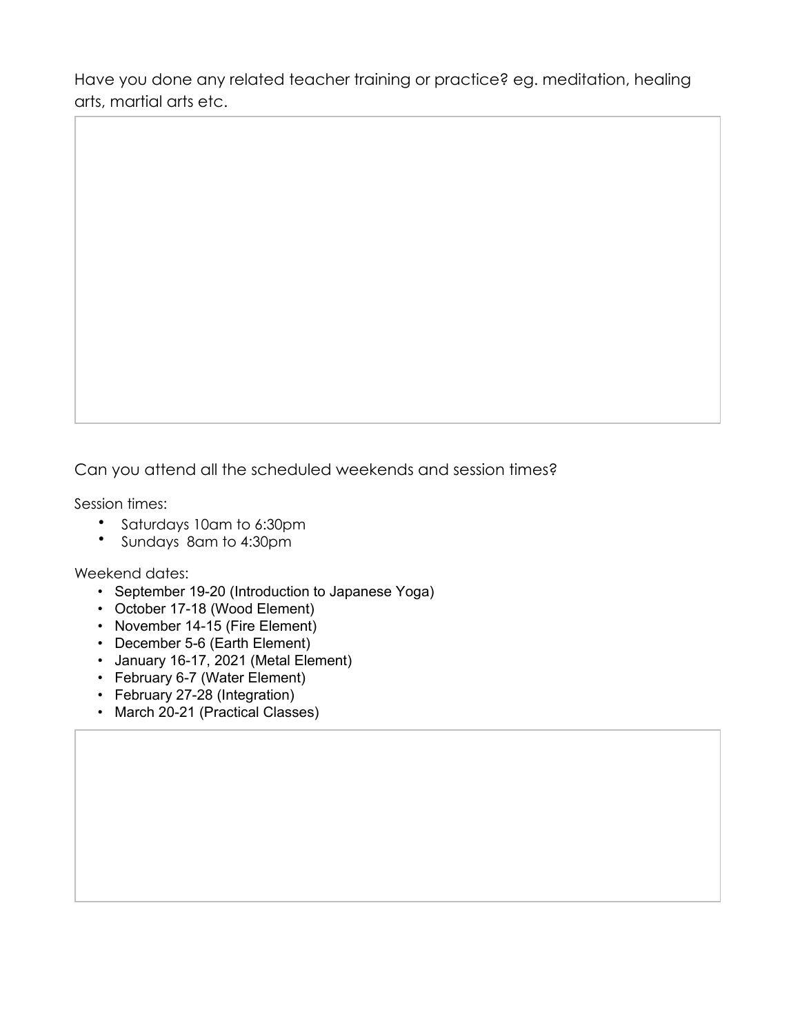Have you done any related teacher training or practice? eg. meditation, healing arts, martial arts etc.

Can you attend all the scheduled weekends and session times?

Session times:

- Saturdays 10am to 6:30pm
- Sundays 8am to 4:30pm

Weekend dates:

- September 19-20 (Introduction to Japanese Yoga)
- October 17-18 (Wood Element)
- November 14-15 (Fire Element)
- December 5-6 (Earth Element)
- January 16-17, 2021 (Metal Element)
- February 6-7 (Water Element)
- February 27-28 (Integration)
- March 20-21 (Practical Classes)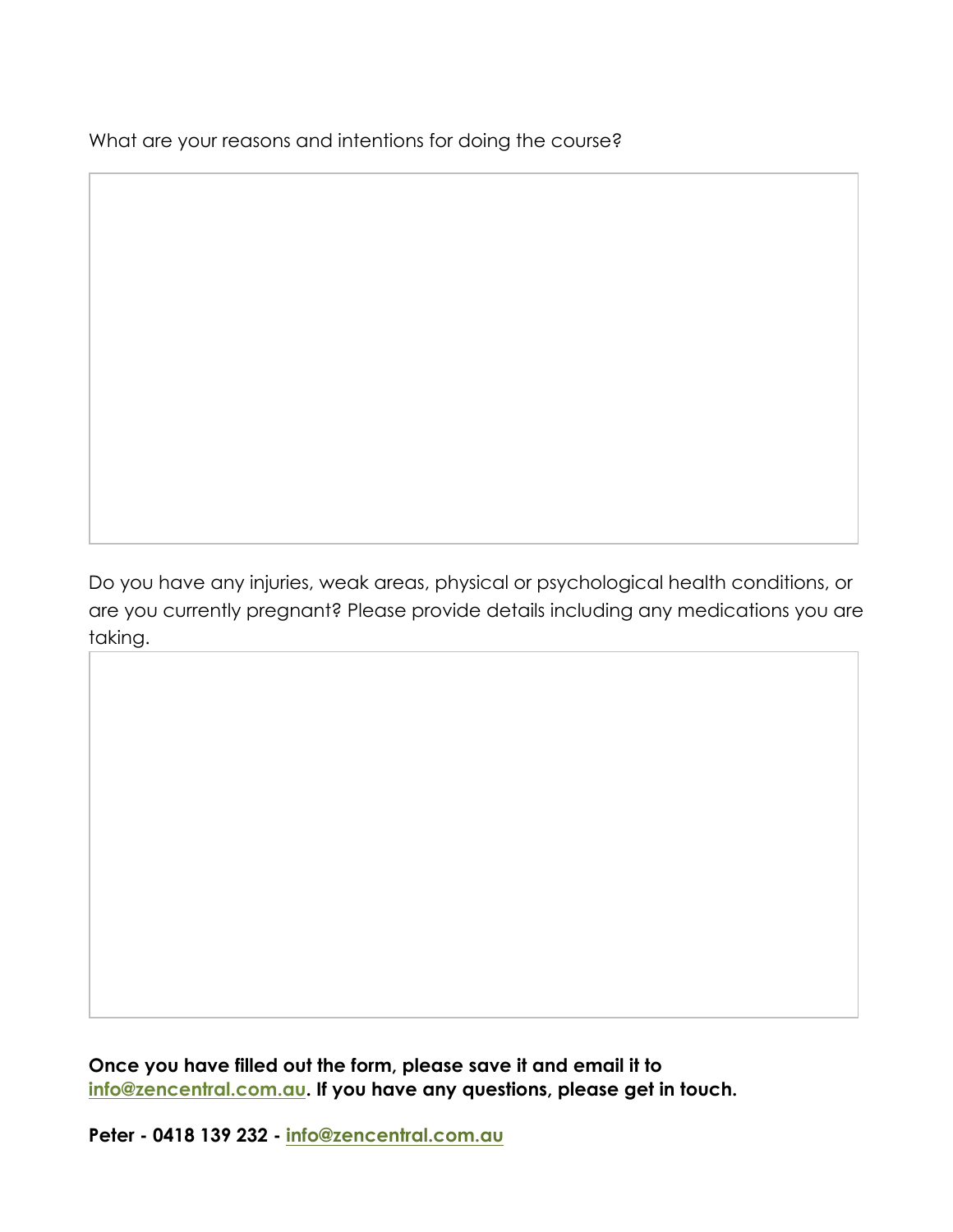What are your reasons and intentions for doing the course?

Do you have any injuries, weak areas, physical or psychological health conditions, or are you currently pregnant? Please provide details including any medications you are taking.

**Once you have filled out the form, please save it and email it to [info@zencentral.com.au](mailto:info@zencentral.com.au). If you have any questions, please get in touch.**

**Peter - 0418 139 232 - [info@zencentral.com.au](mailto:info@zencentral.com.au)**